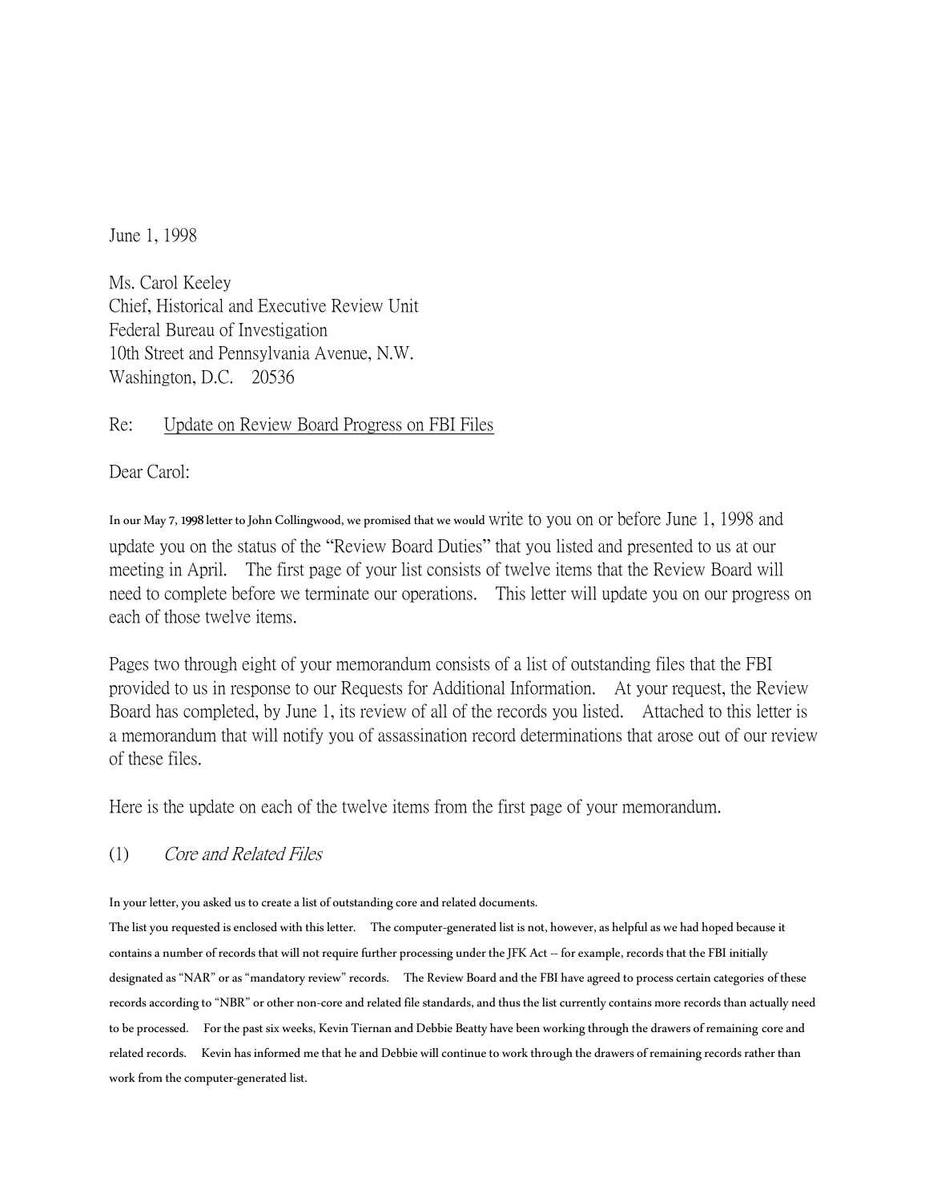June 1, 1998

Ms. Carol Keeley
Chief, Historical and Executive Review Unit
Federal Bureau of Investigation
10th Street and Pennsylvania Avenue, N.W.
Washington, D.C. 20536

Re: Update on Review Board Progress on FBI Files

Dear Carol:

In our May 7, 1998 letter to John Collingwood, we promised that we would write to you on or before June 1, 1998 and update you on the status of the "Review Board Duties" that you listed and presented to us at our meeting in April. The first page of your list consists of twelve items that the Review Board will need to complete before we terminate our operations. This letter will update you on our progress on each of those twelve items.

Pages two through eight of your memorandum consists of a list of outstanding files that the FBI provided to us in response to our Requests for Additional Information. At your request, the Review Board has completed, by June 1, its review of all of the records you listed. Attached to this letter is a memorandum that will notify you of assassination record determinations that arose out of our review of these files.

Here is the update on each of the twelve items from the first page of your memorandum.

(1) *Core and Related Files*

In your letter, you asked us to create a list of outstanding core and related documents. The list you requested is enclosed with this letter. The computer-generated list is not, however, as helpful as we had hoped because it contains a number of records that will not require further processing under the JFK Act -- for example, records that the FBI initially designated as "NAR" or as "mandatory review" records. The Review Board and the FBI have agreed to process certain categories of these records according to "NBR" or other non-core and related file standards, and thus the list currently contains more records than actually need to be processed. For the past six weeks, Kevin Tiernan and Debbie Beatty have been working through the drawers of remaining core and related records. Kevin has informed me that he and Debbie will continue to work through the drawers of remaining records rather than work from the computer-generated list.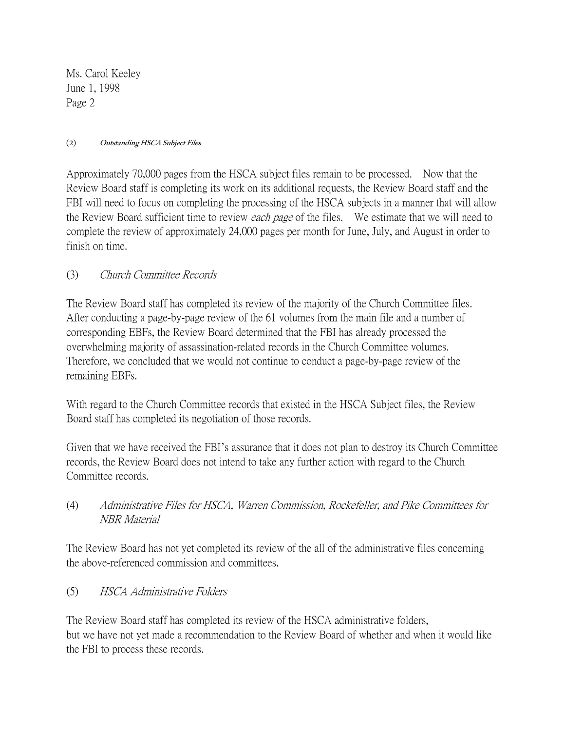Ms. Carol Keeley
June 1, 1998
Page 2

(2) *Outstanding HSCA Subject Files*

Approximately 70,000 pages from the HSCA subject files remain to be processed. Now that the Review Board staff is completing its work on its additional requests, the Review Board staff and the FBI will need to focus on completing the processing of the HSCA subjects in a manner that will allow the Review Board sufficient time to review *each page* of the files. We estimate that we will need to complete the review of approximately 24,000 pages per month for June, July, and August in order to finish on time.

(3) *Church Committee Records*

The Review Board staff has completed its review of the majority of the Church Committee files. After conducting a page-by-page review of the 61 volumes from the main file and a number of corresponding EBFs, the Review Board determined that the FBI has already processed the overwhelming majority of assassination-related records in the Church Committee volumes. Therefore, we concluded that we would not continue to conduct a page-by-page review of the remaining EBFs.

With regard to the Church Committee records that existed in the HSCA Subject files, the Review Board staff has completed its negotiation of those records.

Given that we have received the FBI's assurance that it does not plan to destroy its Church Committee records, the Review Board does not intend to take any further action with regard to the Church Committee records.

(4) *Administrative Files for HSCA, Warren Commission, Rockefeller, and Pike Committees for NBR Material*

The Review Board has not yet completed its review of the all of the administrative files concerning the above-referenced commission and committees.

(5) *HSCA Administrative Folders*

The Review Board staff has completed its review of the HSCA administrative folders, but we have not yet made a recommendation to the Review Board of whether and when it would like the FBI to process these records.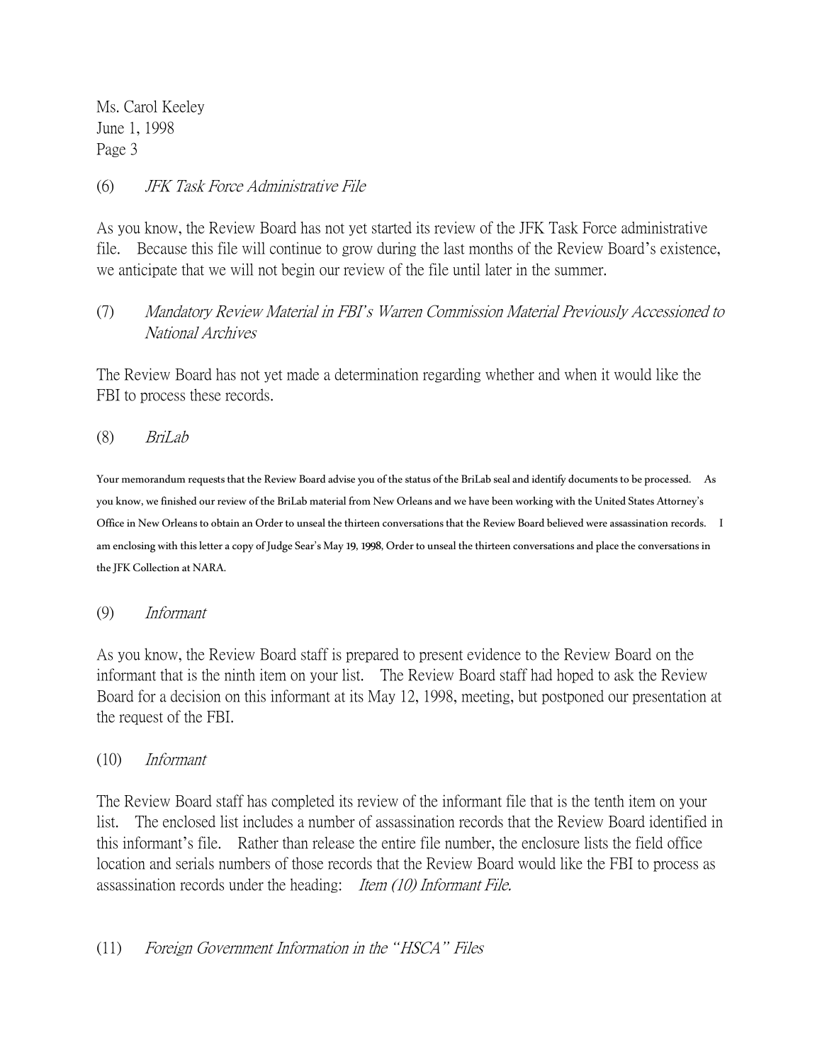Ms. Carol Keeley
June 1, 1998
Page 3

(6) *JFK Task Force Administrative File*

As you know, the Review Board has not yet started its review of the JFK Task Force administrative file. Because this file will continue to grow during the last months of the Review Board's existence, we anticipate that we will not begin our review of the file until later in the summer.

(7) *Mandatory Review Material in FBI's Warren Commission Material Previously Accessioned to National Archives*

The Review Board has not yet made a determination regarding whether and when it would like the FBI to process these records.

(8) *BriLab*

Your memorandum requests that the Review Board advise you of the status of the BriLab seal and identify documents to be processed. As you know, we finished our review of the BriLab material from New Orleans and we have been working with the United States Attorney's Office in New Orleans to obtain an Order to unseal the thirteen conversations that the Review Board believed were assassination records. I am enclosing with this letter a copy of Judge Sear's May 19, 1998, Order to unseal the thirteen conversations and place the conversations in the JFK Collection at NARA.

(9) *Informant*

As you know, the Review Board staff is prepared to present evidence to the Review Board on the informant that is the ninth item on your list. The Review Board staff had hoped to ask the Review Board for a decision on this informant at its May 12, 1998, meeting, but postponed our presentation at the request of the FBI.

(10) *Informant*

The Review Board staff has completed its review of the informant file that is the tenth item on your list. The enclosed list includes a number of assassination records that the Review Board identified in this informant's file. Rather than release the entire file number, the enclosure lists the field office location and serials numbers of those records that the Review Board would like the FBI to process as assassination records under the heading: *Item (10) Informant File.*

(11) *Foreign Government Information in the "HSCA" Files*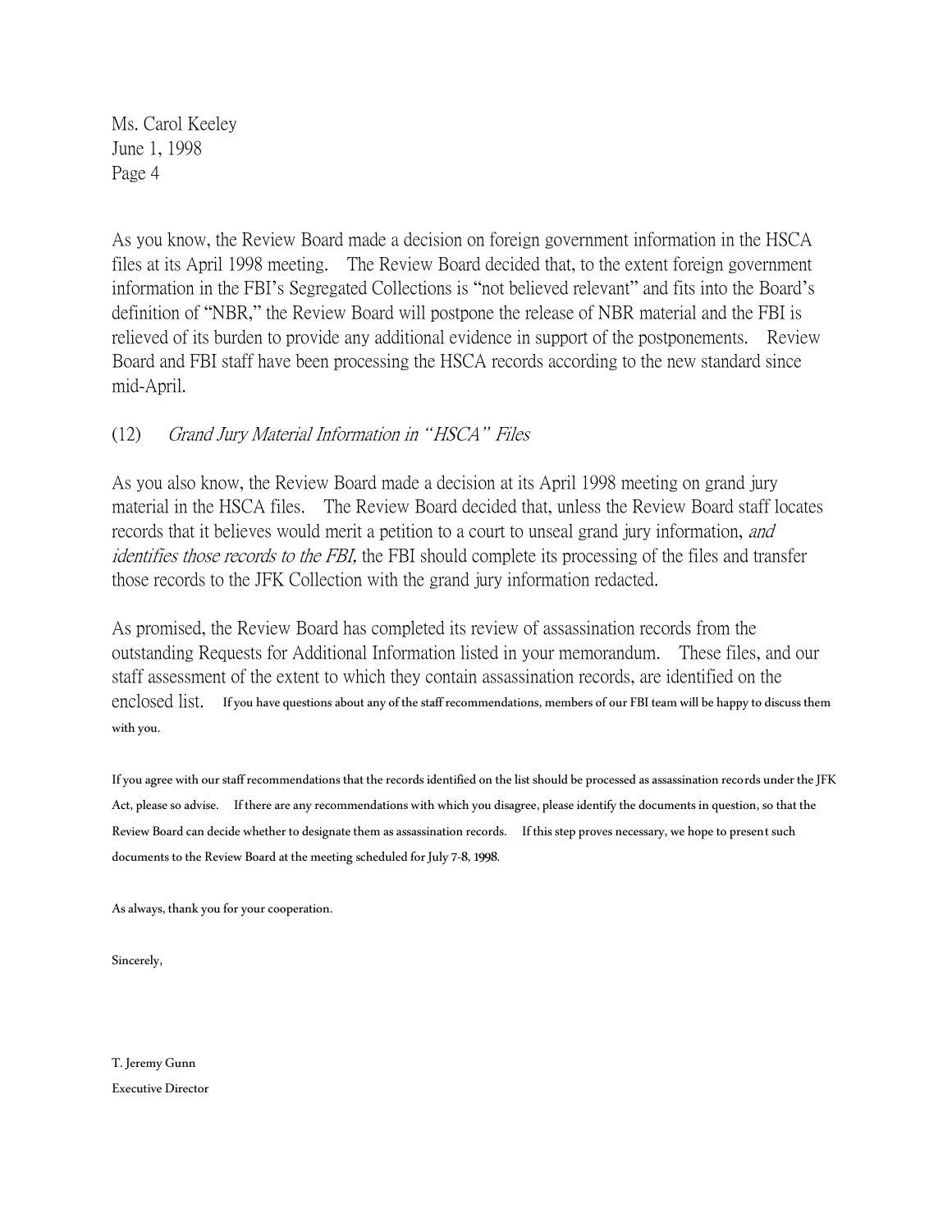Ms. Carol Keeley
June 1, 1998
Page 4

As you know, the Review Board made a decision on foreign government information in the HSCA files at its April 1998 meeting. The Review Board decided that, to the extent foreign government information in the FBI's Segregated Collections is "not believed relevant" and fits into the Board's definition of "NBR," the Review Board will postpone the release of NBR material and the FBI is relieved of its burden to provide any additional evidence in support of the postponements. Review Board and FBI staff have been processing the HSCA records according to the new standard since mid-April.

(12) *Grand Jury Material Information in "HSCA" Files*

As you also know, the Review Board made a decision at its April 1998 meeting on grand jury material in the HSCA files. The Review Board decided that, unless the Review Board staff locates records that it believes would merit a petition to a court to unseal grand jury information, *and identifies those records to the FBI,* the FBI should complete its processing of the files and transfer those records to the JFK Collection with the grand jury information redacted.

As promised, the Review Board has completed its review of assassination records from the outstanding Requests for Additional Information listed in your memorandum. These files, and our staff assessment of the extent to which they contain assassination records, are identified on the enclosed list. If you have questions about any of the staff recommendations, members of our FBI team will be happy to discuss them with you.

If you agree with our staff recommendations that the records identified on the list should be processed as assassination records under the JFK Act, please so advise. If there are any recommendations with which you disagree, please identify the documents in question, so that the Review Board can decide whether to designate them as assassination records. If this step proves necessary, we hope to present such documents to the Review Board at the meeting scheduled for July 7-8, 1998.

As always, thank you for your cooperation.

Sincerely,

T. Jeremy Gunn
Executive Director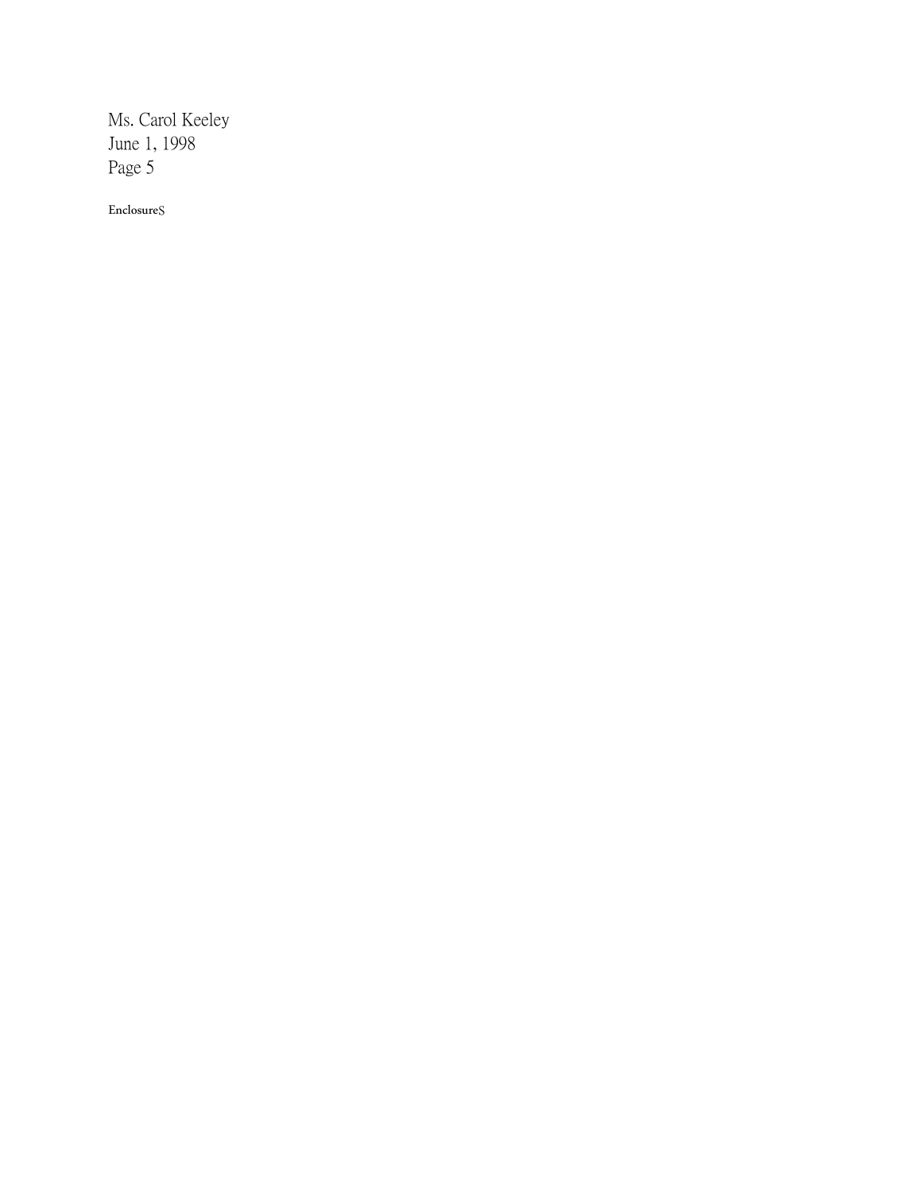Enclosures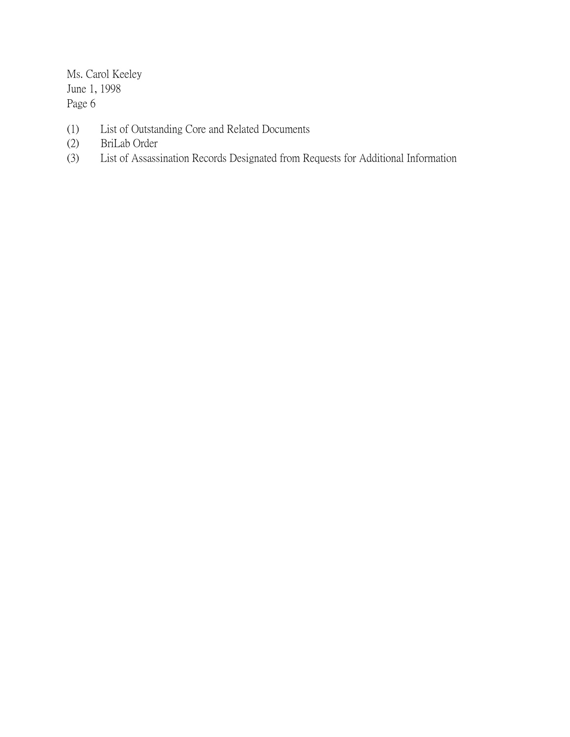(1) List of Outstanding Core and Related Documents
(2) BriLab Order
(3) List of Assassination Records Designated from Requests for Additional Information